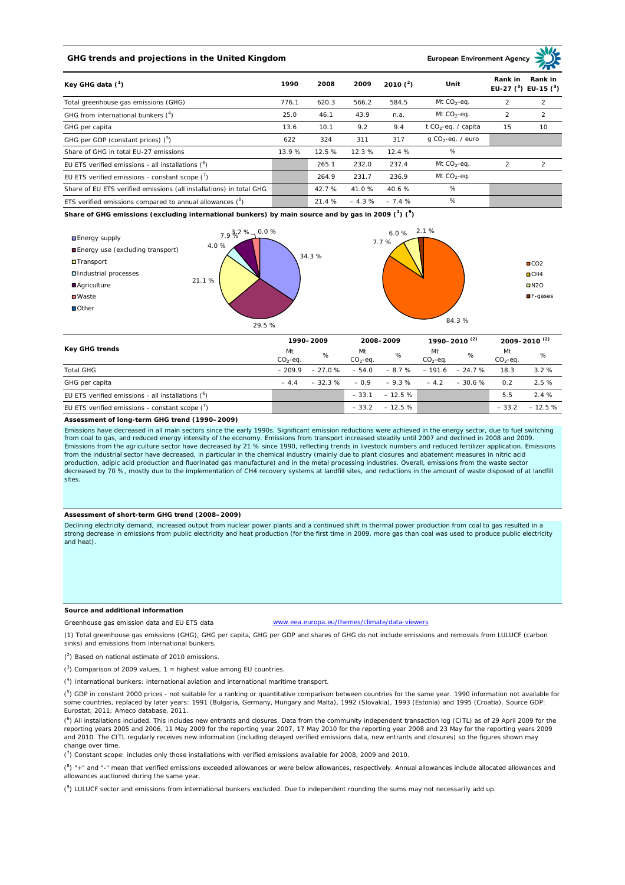## GHG trends and projections in the United Kingdom

European Environment Agency

| Key GHG data (1) | 1990 | 2008 | 2009 | 2010 (2) | Unit | Rank in EU-27 (3) | Rank in EU-15 (3) |
|---|---|---|---|---|---|---|---|
| Total greenhouse gas emissions (GHG) | 776.1 | 620.3 | 566.2 | 584.5 | Mt $CO_2$-eq. | 2 | 2 |
| GHG from international bunkers (4) | 25.0 | 46.1 | 43.9 | n.a. | Mt $CO_2$-eq. | 2 | 2 |
| GHG per capita | 13.6 | 10.1 | 9.2 | 9.4 | t $CO_2$-eq. / capita | 15 | 10 |
| GHG per GDP (constant prices) (5) | 622 | 324 | 311 | 317 | g $CO_2$-eq. / euro | | |
| Share of GHG in total EU-27 emissions | 13.9 % | 12.5 % | 12.3 % | 12.4 % | % | | |
| EU ETS verified emissions - all installations (6) | | 265.1 | 232.0 | 237.4 | Mt $CO_2$-eq. | 2 | 2 |
| EU ETS verified emissions - constant scope (7) | | 264.9 | 231.7 | 236.9 | Mt $CO_2$-eq. | | |
| Share of EU ETS verified emissions (all installations) in total GHG | | 42.7 % | 41.0 % | 40.6 % | % | | |
| ETS verified emissions compared to annual allowances (8) | | 21.4 % | – 4.3 % | – 7.4 % | % | | |

**Share of GHG emissions (excluding international bunkers) by main source and by gas in 2009 (1) (9)**

| Main source | Share |
|---|---|
| Energy supply | 34.3 % |
| Energy use (excluding transport) | 29.5 % |
| Transport | 21.1 % |
| Industrial processes | 4.0 % |
| Agriculture | 7.9 % |
| Waste | 3.2 % |
| Other | 0.0 % |

| Gas | Share |
|---|---|
| CO2 | 84.3 % |
| CH4 | 7.7 % |
| N2O | 6.0 % |
| F-gases | 2.1 % |

| Key GHG trends | 1990–2009 | | 2008–2009 | | 1990–2010 (2) | | 2009–2010 (2) | |
|---|---|---|---|---|---|---|---|---|
| | Mt $CO_2$-eq. | % | Mt $CO_2$-eq. | % | Mt $CO_2$-eq. | % | Mt $CO_2$-eq. | % |
| Total GHG | – 209.9 | – 27.0 % | – 54.0 | – 8.7 % | – 191.6 | – 24.7 % | 18.3 | 3.2 % |
| GHG per capita | – 4.4 | – 32.3 % | – 0.9 | – 9.3 % | – 4.2 | – 30.6 % | 0.2 | 2.5 % |
| EU ETS verified emissions - all installations (6) | | | – 33.1 | – 12.5 % | | | 5.5 | 2.4 % |
| EU ETS verified emissions - constant scope (7) | | | – 33.2 | – 12.5 % | | | – 33.2 | – 12.5 % |

**Assessment of long-term GHG trend (1990–2009)**

Emissions have decreased in all main sectors since the early 1990s. Significant emission reductions were achieved in the energy sector, due to fuel switching from coal to gas, and reduced energy intensity of the economy. Emissions from transport increased steadily until 2007 and declined in 2008 and 2009. Emissions from the agriculture sector have decreased by 21 % since 1990, reflecting trends in livestock numbers and reduced fertilizer application. Emissions from the industrial sector have decreased, in particular in the chemical industry (mainly due to plant closures and abatement measures in nitric acid production, adipic acid production and fluorinated gas manufacture) and in the metal processing industries. Overall, emissions from the waste sector decreased by 70 %, mostly due to the implementation of CH4 recovery systems at landfill sites, and reductions in the amount of waste disposed of at landfill sites.

**Assessment of short-term GHG trend (2008–2009)**

Declining electricity demand, increased output from nuclear power plants and a continued shift in thermal power production from coal to gas resulted in a strong decrease in emissions from public electricity and heat production (for the first time in 2009, more gas than coal was used to produce public electricity and heat).

**Source and additional information**

Greenhouse gas emission data and EU ETS data www.eea.europa.eu/themes/climate/data-viewers

(1) Total greenhouse gas emissions (GHG), GHG per capita, GHG per GDP and shares of GHG do not include emissions and removals from LULUCF (carbon sinks) and emissions from international bunkers.

(2) Based on national estimate of 2010 emissions.

(3) Comparison of 2009 values, 1 = highest value among EU countries.

(4) International bunkers: international aviation and international maritime transport.

(5) GDP in constant 2000 prices - not suitable for a ranking or quantitative comparison between countries for the same year. 1990 information not available for some countries, replaced by later years: 1991 (Bulgaria, Germany, Hungary and Malta), 1992 (Slovakia), 1993 (Estonia) and 1995 (Croatia). Source GDP: Eurostat, 2011; Ameco database, 2011.

(6) All installations included. This includes new entrants and closures. Data from the community independent transaction log (CITL) as of 29 April 2009 for the reporting years 2005 and 2006, 11 May 2009 for the reporting year 2007, 17 May 2010 for the reporting year 2008 and 23 May for the reporting years 2009 and 2010. The CITL regularly receives new information (including delayed verified emissions data, new entrants and closures) so the figures shown may change over time.

(7) Constant scope: includes only those installations with verified emissions available for 2008, 2009 and 2010.

(8) "+" and "-" mean that verified emissions exceeded allowances or were below allowances, respectively. Annual allowances include allocated allowances and allowances auctioned during the same year.

(9) LULUCF sector and emissions from international bunkers excluded. Due to independent rounding the sums may not necessarily add up.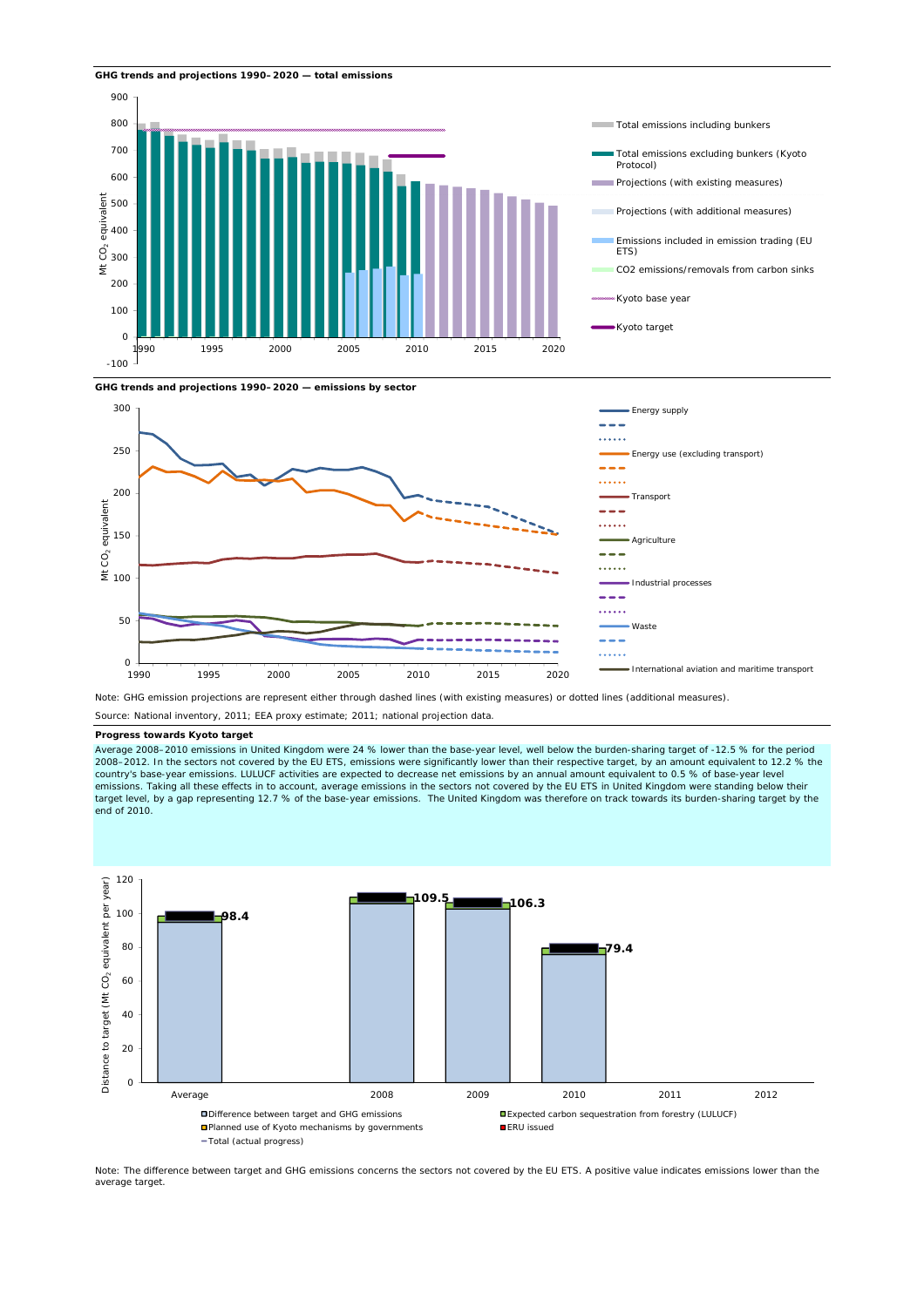**GHG trends and projections 1990–2020 — total emissions**

900
800
700
600
500
400
300
200
100
0
-100

Mt $CO_2$ equivalent

1990 1995 2000 2005 2010 2015 2020

Total emissions including bunkers
Total emissions excluding bunkers (Kyoto Protocol)
Projections (with existing measures)
Projections (with additional measures)
Emissions included in emission trading (EU ETS)
CO2 emissions/removals from carbon sinks
Kyoto base year
Kyoto target

**GHG trends and projections 1990–2020 — emissions by sector**

300
250
200
150
100
50
0

Mt $CO_2$ equivalent

1990 1995 2000 2005 2010 2015 2020

Energy supply
Energy use (excluding transport)
Transport
Agriculture
Industrial processes
Waste
International aviation and maritime transport

Note: GHG emission projections are represent either through dashed lines (with existing measures) or dotted lines (additional measures).

Source: National inventory, 2011; EEA proxy estimate; 2011; national projection data.

**Progress towards Kyoto target**

Average 2008–2010 emissions in United Kingdom were 24 % lower than the base-year level, well below the burden-sharing target of -12.5 % for the period 2008–2012. In the sectors not covered by the EU ETS, emissions were significantly lower than their respective target, by an amount equivalent to 12.2 % the country's base-year emissions. LULUCF activities are expected to decrease net emissions by an annual amount equivalent to 0.5 % of base-year level emissions. Taking all these effects in to account, average emissions in the sectors not covered by the EU ETS in United Kingdom were standing below their target level, by a gap representing 12.7 % of the base-year emissions. The United Kingdom was therefore on track towards its burden-sharing target by the end of 2010.

120
100
80
60
40
20
0

Distance to target (Mt $CO_2$ equivalent per year)

98.4
109.5
106.3
79.4

Average 2008 2009 2010 2011 2012

Difference between target and GHG emissions
Expected carbon sequestration from forestry (LULUCF)
Planned use of Kyoto mechanisms by governments
ERU issued
Total (actual progress)

Note: The difference between target and GHG emissions concerns the sectors not covered by the EU ETS. A positive value indicates emissions lower than the average target.